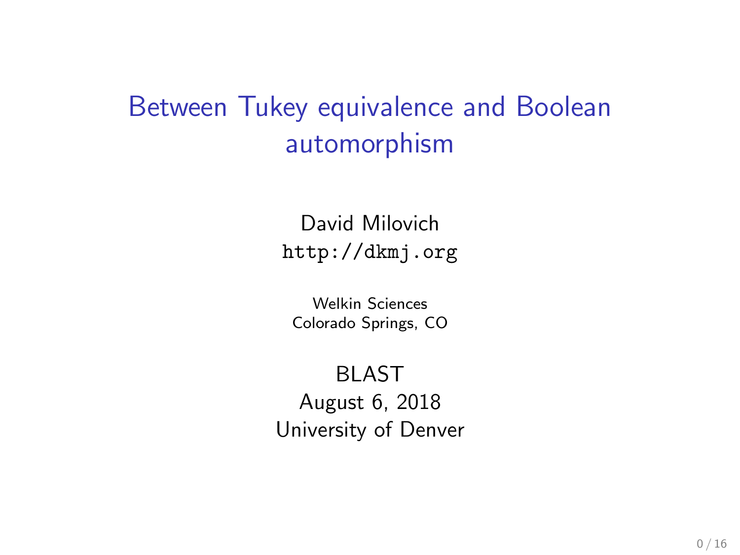# Between Tukey equivalence and Boolean automorphism

David Milovich
http://dkmj.org

Welkin Sciences
Colorado Springs, CO

BLAST
August 6, 2018
University of Denver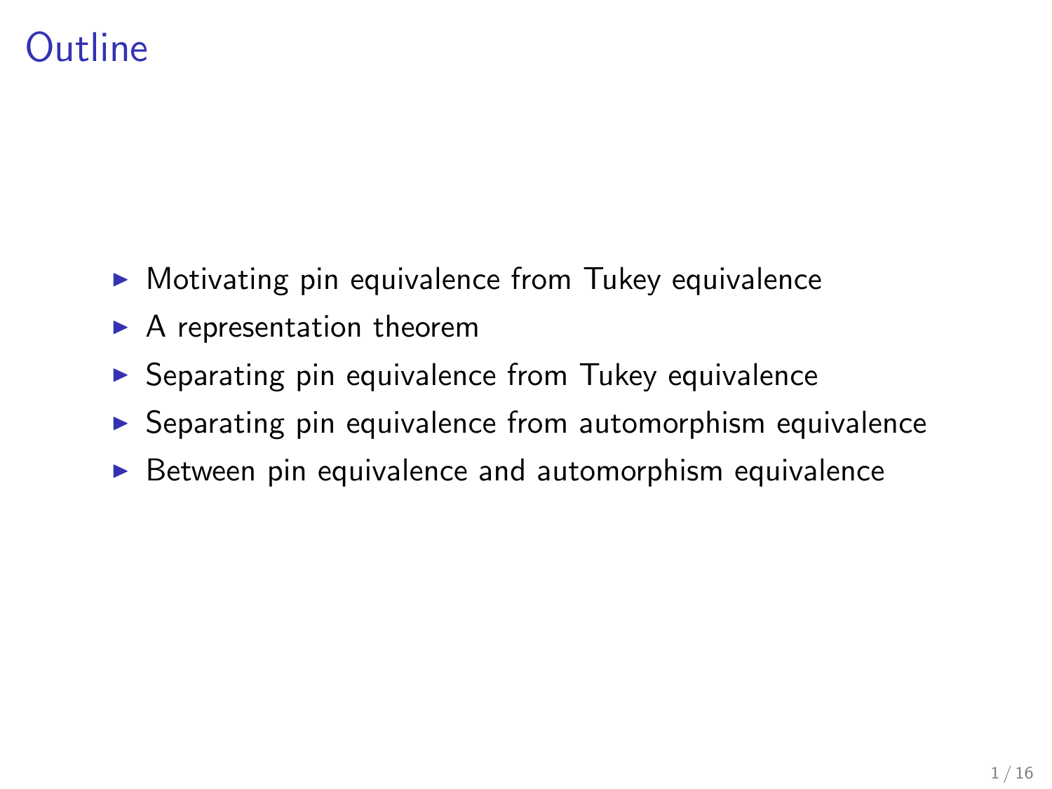# Outline

- Motivating pin equivalence from Tukey equivalence
- A representation theorem
- Separating pin equivalence from Tukey equivalence
- Separating pin equivalence from automorphism equivalence
- Between pin equivalence and automorphism equivalence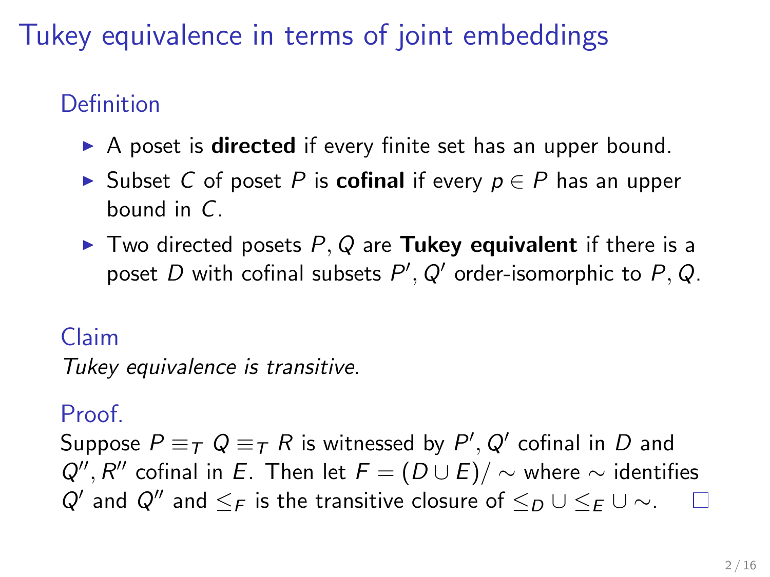# Tukey equivalence in terms of joint embeddings

## Definition

- A poset is **directed** if every finite set has an upper bound.
- Subset $C$ of poset $P$ is **cofinal** if every $p \in P$ has an upper bound in $C$.
- Two directed posets $P, Q$ are **Tukey equivalent** if there is a poset $D$ with cofinal subsets $P', Q'$ order-isomorphic to $P, Q$.

## Claim

*Tukey equivalence is transitive.*

## Proof.

Suppose $P \equiv_T Q \equiv_T R$ is witnessed by $P', Q'$ cofinal in $D$ and $Q'', R''$ cofinal in $E$. Then let $F = (D \cup E)/\sim$ where $\sim$ identifies $Q'$ and $Q''$ and $\leq_F$ is the transitive closure of $\leq_D \cup \leq_E \cup \sim$. □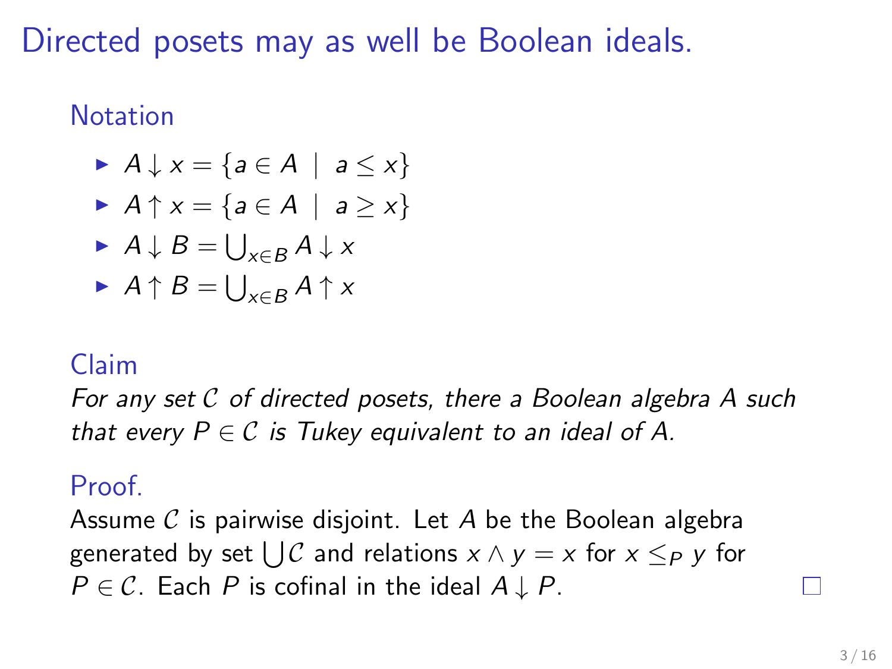# Directed posets may as well be Boolean ideals.

## Notation

- $A \downarrow x = \{a \in A \mid a \leq x\}$
- $A \uparrow x = \{a \in A \mid a \geq x\}$
- $A \downarrow B = \bigcup_{x \in B} A \downarrow x$
- $A \uparrow B = \bigcup_{x \in B} A \uparrow x$

## Claim

*For any set $\mathcal{C}$ of directed posets, there a Boolean algebra $A$ such that every $P \in \mathcal{C}$ is Tukey equivalent to an ideal of $A$.*

## Proof.

Assume $\mathcal{C}$ is pairwise disjoint. Let $A$ be the Boolean algebra generated by set $\bigcup \mathcal{C}$ and relations $x \wedge y = x$ for $x \leq_P y$ for $P \in \mathcal{C}$. Each $P$ is cofinal in the ideal $A \downarrow P$. □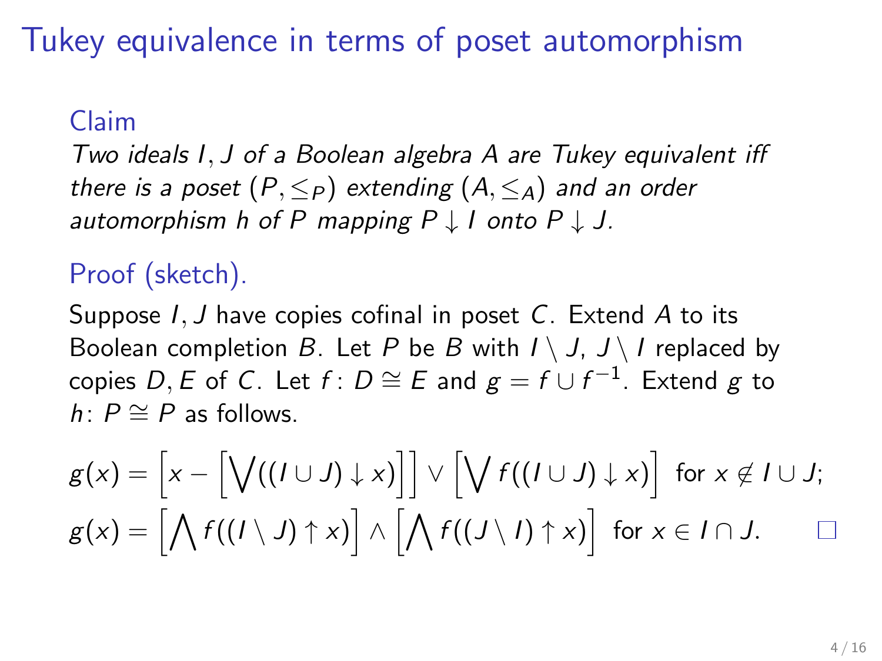# Tukey equivalence in terms of poset automorphism

### Claim

*Two ideals $I, J$ of a Boolean algebra $A$ are Tukey equivalent iff there is a poset $(P, \leq_P)$ extending $(A, \leq_A)$ and an order automorphism $h$ of $P$ mapping $P \downarrow I$ onto $P \downarrow J$.*

### Proof (sketch).

Suppose $I, J$ have copies cofinal in poset $C$. Extend $A$ to its Boolean completion $B$. Let $P$ be $B$ with $I \setminus J$, $J \setminus I$ replaced by copies $D, E$ of $C$. Let $f\colon D \cong E$ and $g = f \cup f^{-1}$. Extend $g$ to $h\colon P \cong P$ as follows.

$$g(x) = \left[x - \left[\bigvee((I \cup J) \downarrow x)\right]\right] \vee \left[\bigvee f((I \cup J) \downarrow x)\right] \text{ for } x \notin I \cup J;$$

$$g(x) = \left[\bigwedge f((I \setminus J) \uparrow x)\right] \wedge \left[\bigwedge f((J \setminus I) \uparrow x)\right] \text{ for } x \in I \cap J. \qquad \square$$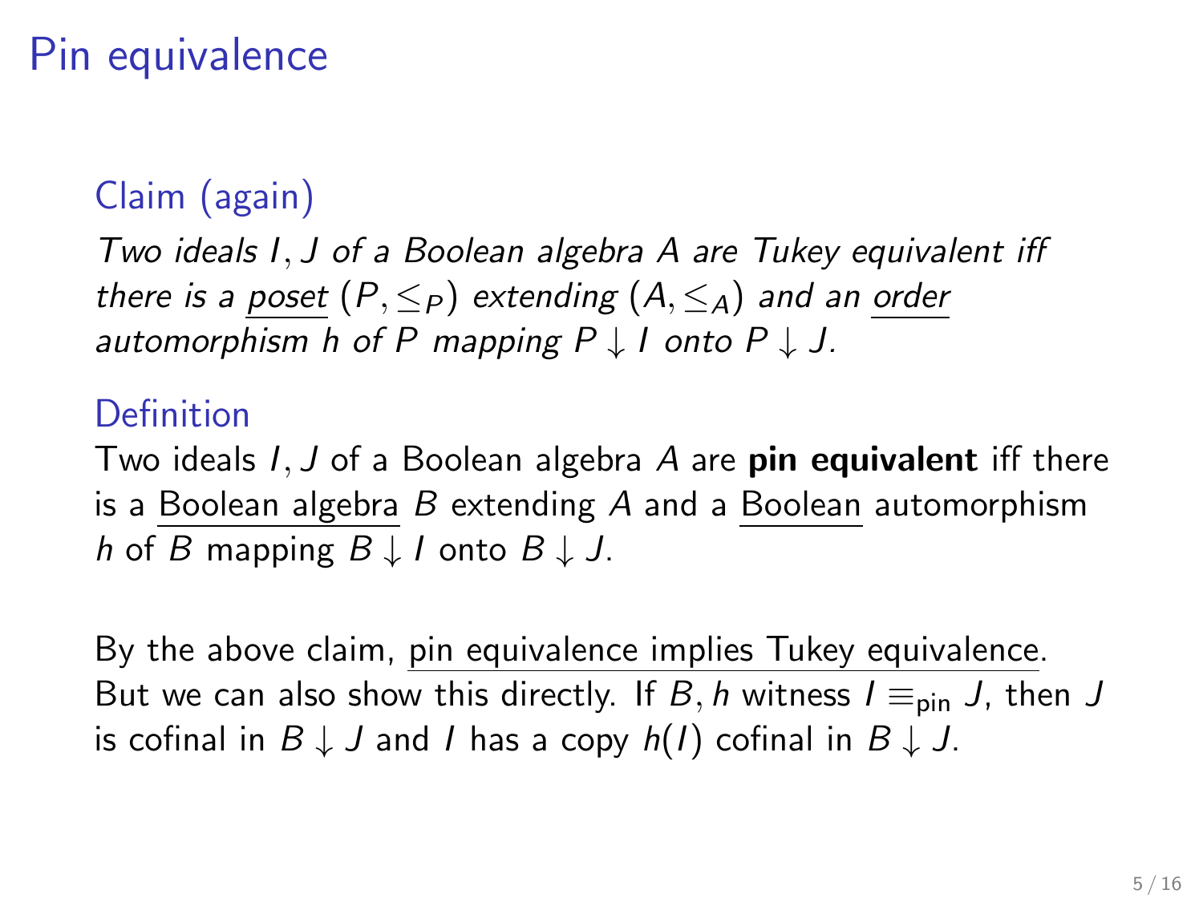# Pin equivalence

### Claim (again)

*Two ideals $I, J$ of a Boolean algebra $A$ are Tukey equivalent iff there is a poset $(P, \leq_P)$ extending $(A, \leq_A)$ and an order automorphism $h$ of $P$ mapping $P \downarrow I$ onto $P \downarrow J$.*

### Definition

Two ideals $I, J$ of a Boolean algebra $A$ are **pin equivalent** iff there is a Boolean algebra $B$ extending $A$ and a Boolean automorphism $h$ of $B$ mapping $B \downarrow I$ onto $B \downarrow J$.

By the above claim, pin equivalence implies Tukey equivalence. But we can also show this directly. If $B, h$ witness $I \equiv_{\text{pin}} J$, then $J$ is cofinal in $B \downarrow J$ and $I$ has a copy $h(I)$ cofinal in $B \downarrow J$.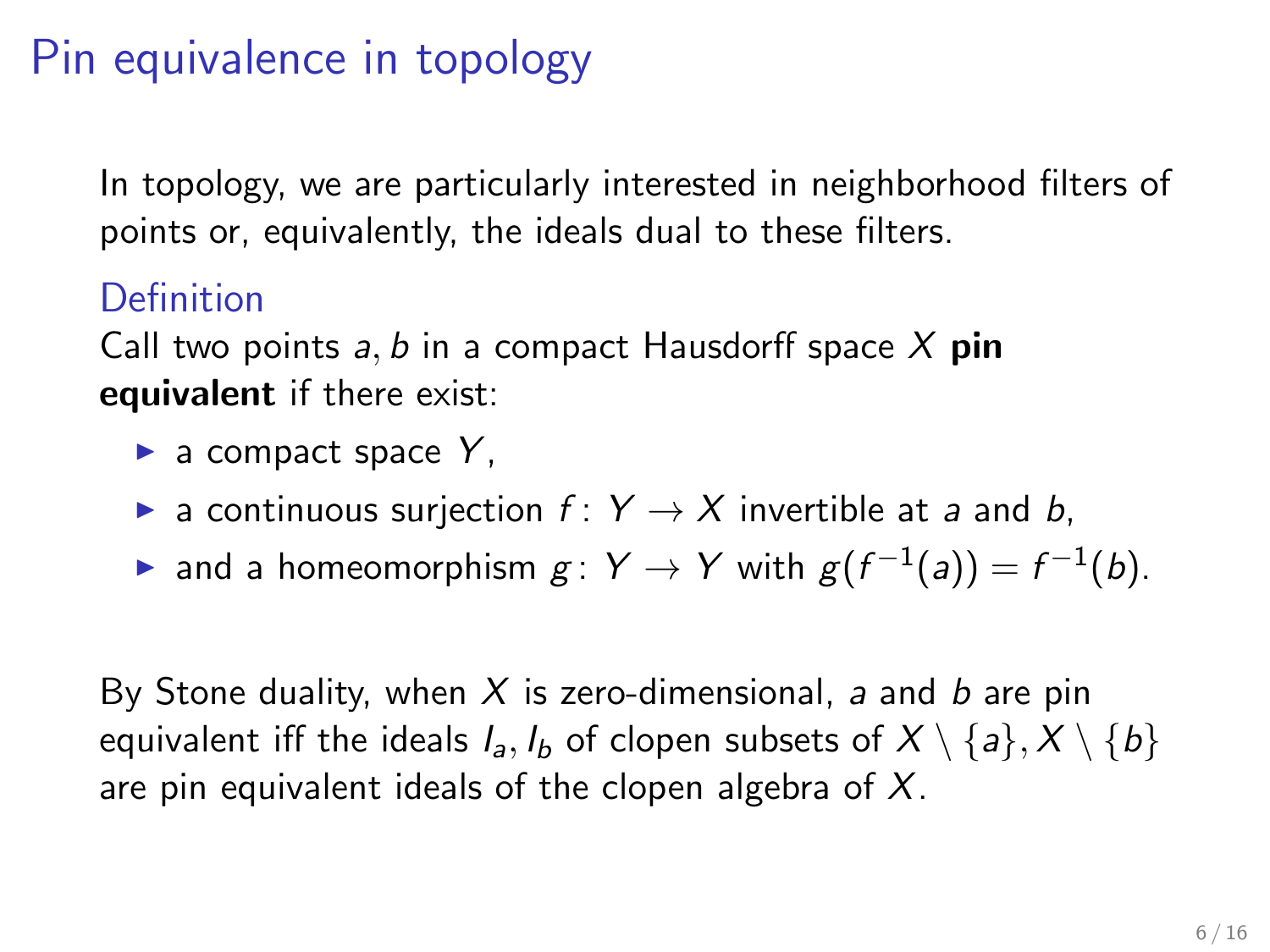# Pin equivalence in topology

In topology, we are particularly interested in neighborhood filters of points or, equivalently, the ideals dual to these filters.

### Definition

Call two points $a, b$ in a compact Hausdorff space $X$ **pin equivalent** if there exist:

- a compact space $Y$,
- a continuous surjection $f\colon Y \to X$ invertible at $a$ and $b$,
- and a homeomorphism $g\colon Y \to Y$ with $g(f^{-1}(a)) = f^{-1}(b)$.

By Stone duality, when $X$ is zero-dimensional, $a$ and $b$ are pin equivalent iff the ideals $I_a, I_b$ of clopen subsets of $X \setminus \{a\}, X \setminus \{b\}$ are pin equivalent ideals of the clopen algebra of $X$.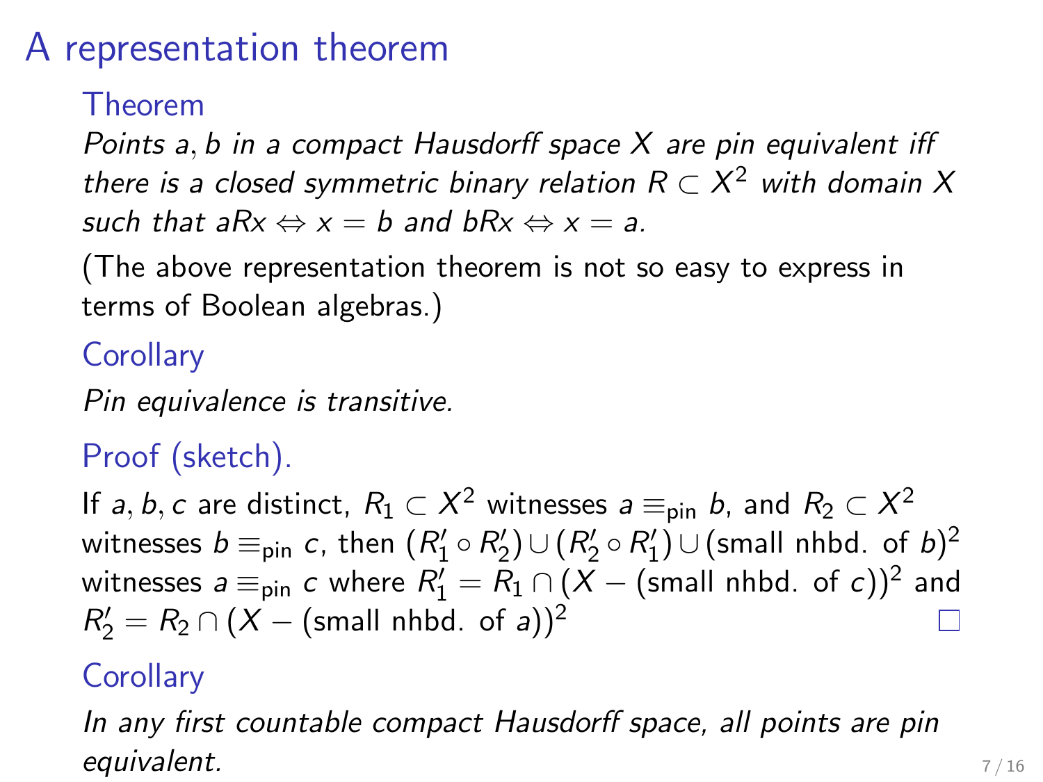# A representation theorem

**Theorem**

*Points $a, b$ in a compact Hausdorff space $X$ are pin equivalent iff there is a closed symmetric binary relation $R \subset X^2$ with domain $X$ such that $aRx \Leftrightarrow x = b$ and $bRx \Leftrightarrow x = a$.*

(The above representation theorem is not so easy to express in terms of Boolean algebras.)

**Corollary**

*Pin equivalence is transitive.*

**Proof (sketch).**

If $a, b, c$ are distinct, $R_1 \subset X^2$ witnesses $a \equiv_{\text{pin}} b$, and $R_2 \subset X^2$ witnesses $b \equiv_{\text{pin}} c$, then $(R_1' \circ R_2') \cup (R_2' \circ R_1') \cup (\text{small nhbd. of } b)^2$ witnesses $a \equiv_{\text{pin}} c$ where $R_1' = R_1 \cap (X - (\text{small nhbd. of } c))^2$ and $R_2' = R_2 \cap (X - (\text{small nhbd. of } a))^2$ □

**Corollary**

*In any first countable compact Hausdorff space, all points are pin equivalent.*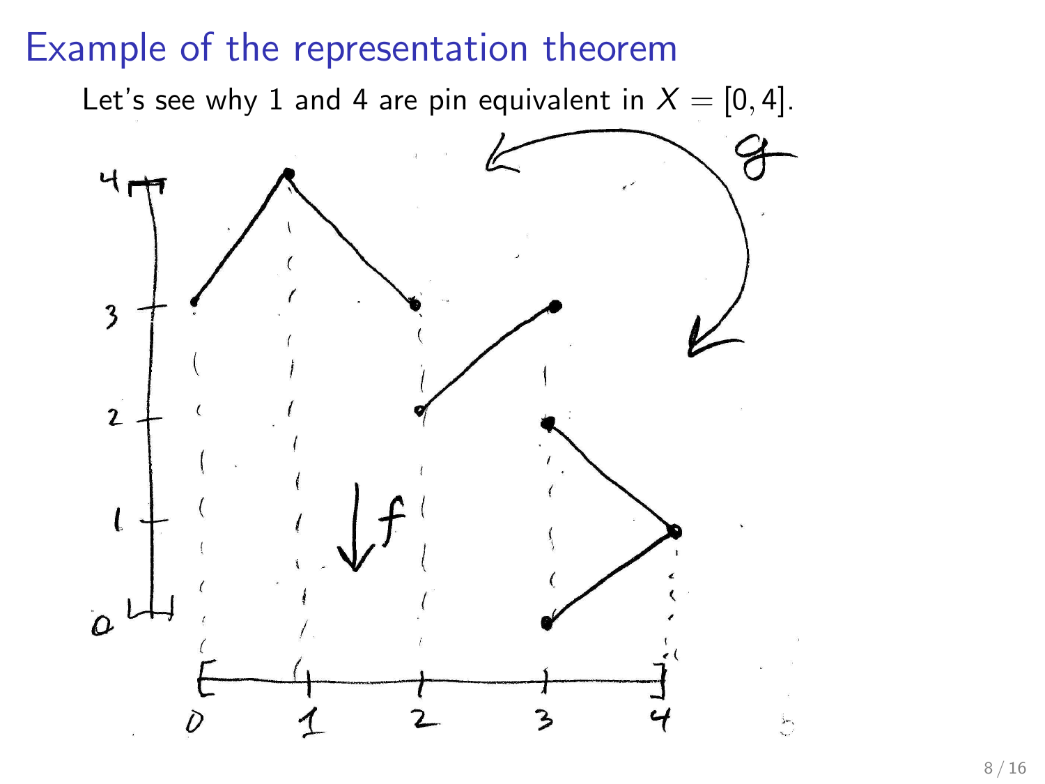# Example of the representation theorem

Let's see why 1 and 4 are pin equivalent in $X = [0, 4]$.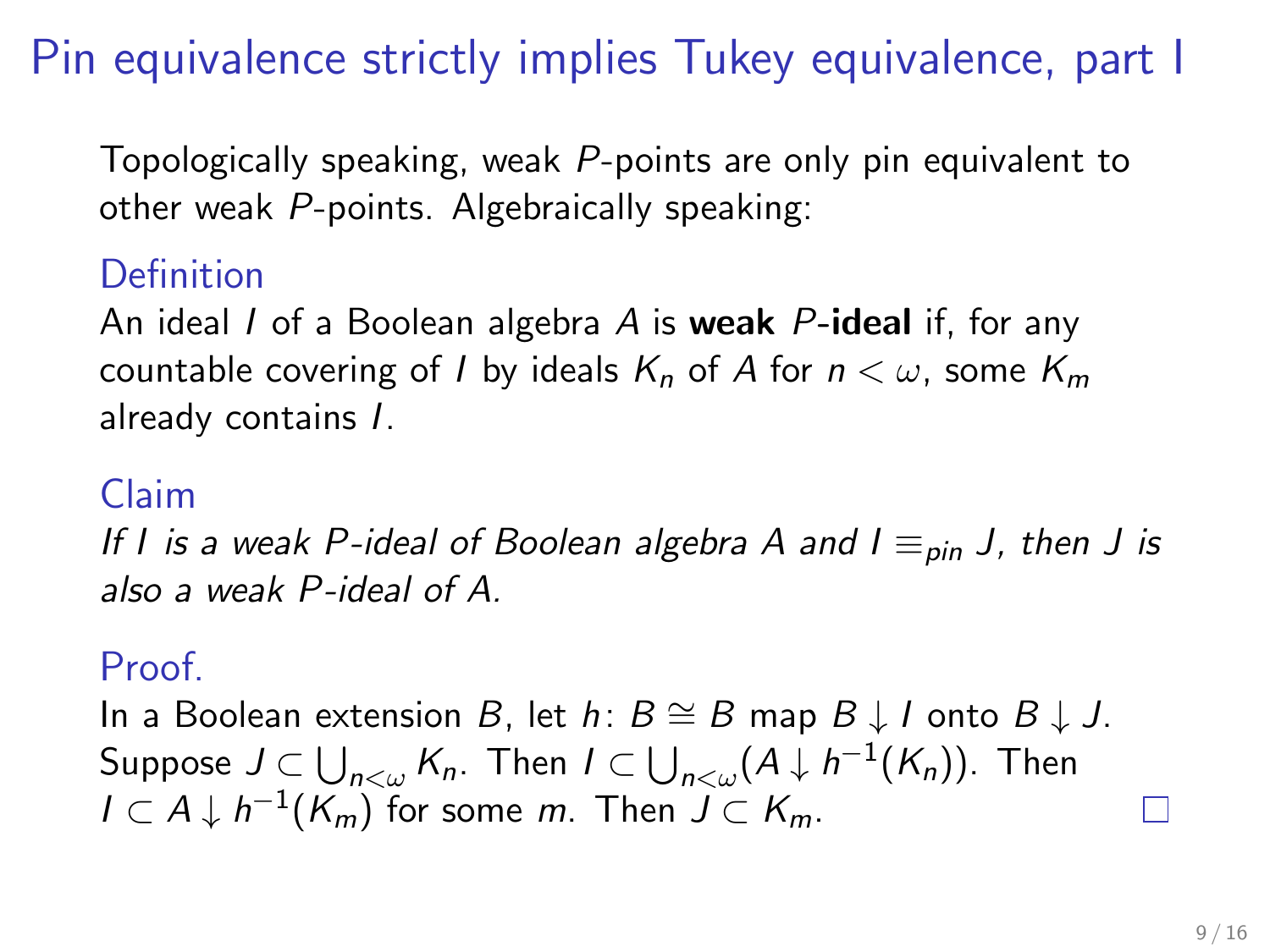# Pin equivalence strictly implies Tukey equivalence, part I

Topologically speaking, weak $P$-points are only pin equivalent to other weak $P$-points. Algebraically speaking:

### Definition

An ideal $I$ of a Boolean algebra $A$ is **weak $P$-ideal** if, for any countable covering of $I$ by ideals $K_n$ of $A$ for $n < \omega$, some $K_m$ already contains $I$.

### Claim

*If $I$ is a weak $P$-ideal of Boolean algebra $A$ and $I \equiv_{pin} J$, then $J$ is also a weak $P$-ideal of $A$.*

### Proof.

In a Boolean extension $B$, let $h\colon B \cong B$ map $B \downarrow I$ onto $B \downarrow J$. Suppose $J \subset \bigcup_{n<\omega} K_n$. Then $I \subset \bigcup_{n<\omega}(A \downarrow h^{-1}(K_n))$. Then $I \subset A \downarrow h^{-1}(K_m)$ for some $m$. Then $J \subset K_m$. □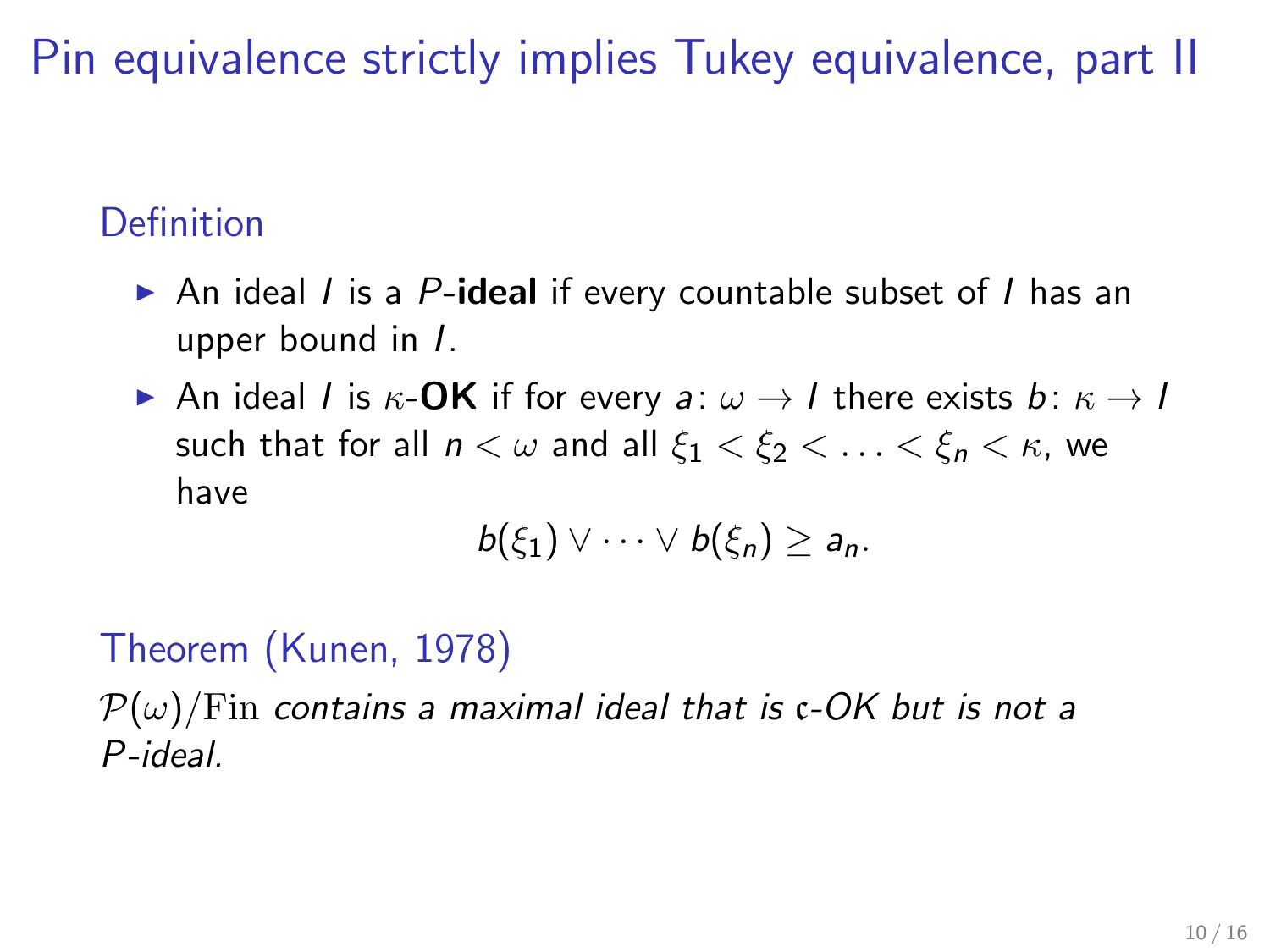# Pin equivalence strictly implies Tukey equivalence, part II

### Definition

- An ideal $I$ is a $P$-**ideal** if every countable subset of $I$ has an upper bound in $I$.
- An ideal $I$ is $\kappa$-**OK** if for every $a\colon \omega \to I$ there exists $b\colon \kappa \to I$ such that for all $n < \omega$ and all $\xi_1 < \xi_2 < \ldots < \xi_n < \kappa$, we have

$$b(\xi_1) \vee \cdots \vee b(\xi_n) \geq a_n.$$

### Theorem (Kunen, 1978)

*$\mathcal{P}(\omega)/\mathrm{Fin}$ contains a maximal ideal that is $\mathfrak{c}$-OK but is not a $P$-ideal.*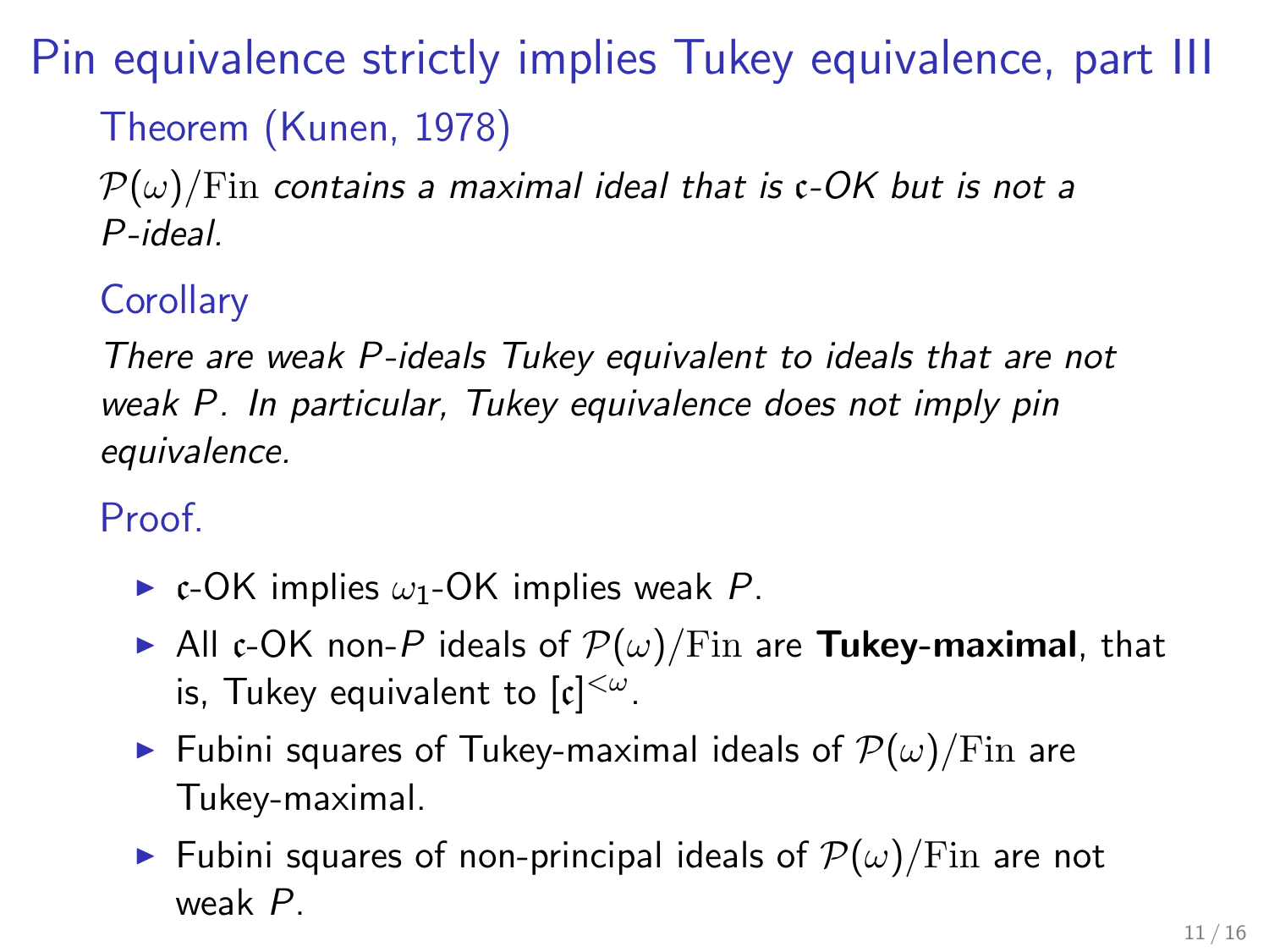# Pin equivalence strictly implies Tukey equivalence, part III

**Theorem (Kunen, 1978)**

*$\mathcal{P}(\omega)/\mathrm{Fin}$ contains a maximal ideal that is $\mathfrak{c}$-OK but is not a $P$-ideal.*

**Corollary**

*There are weak $P$-ideals Tukey equivalent to ideals that are not weak $P$. In particular, Tukey equivalence does not imply pin equivalence.*

**Proof.**

- $\mathfrak{c}$-OK implies $\omega_1$-OK implies weak $P$.
- All $\mathfrak{c}$-OK non-$P$ ideals of $\mathcal{P}(\omega)/\mathrm{Fin}$ are **Tukey-maximal**, that is, Tukey equivalent to $[\mathfrak{c}]^{<\omega}$.
- Fubini squares of Tukey-maximal ideals of $\mathcal{P}(\omega)/\mathrm{Fin}$ are Tukey-maximal.
- Fubini squares of non-principal ideals of $\mathcal{P}(\omega)/\mathrm{Fin}$ are not weak $P$.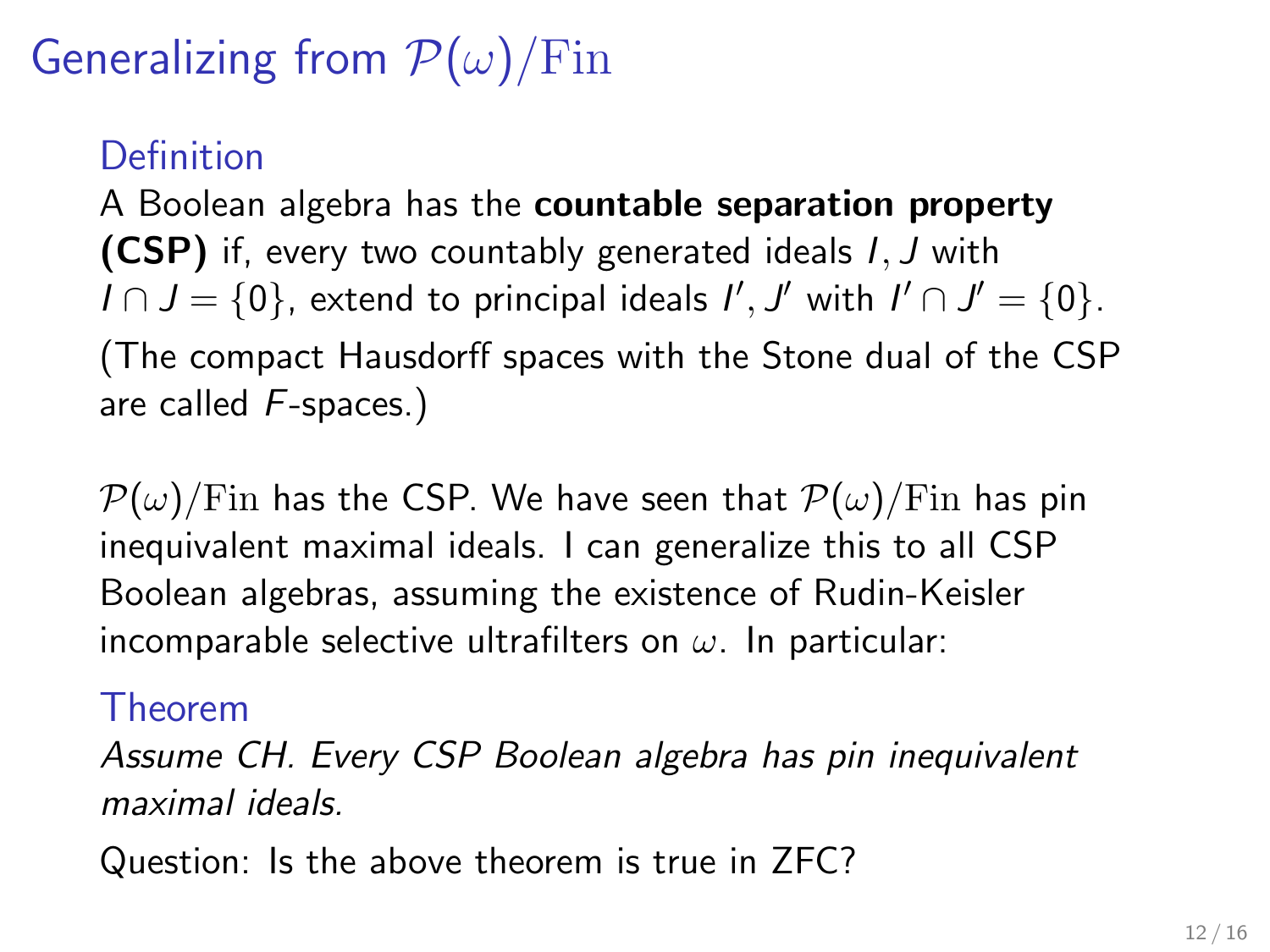# Generalizing from $\mathcal{P}(\omega)/\mathrm{Fin}$

**Definition**

A Boolean algebra has the **countable separation property (CSP)** if, every two countably generated ideals $I, J$ with $I \cap J = \{0\}$, extend to principal ideals $I', J'$ with $I' \cap J' = \{0\}$.

(The compact Hausdorff spaces with the Stone dual of the CSP are called $F$-spaces.)

$\mathcal{P}(\omega)/\mathrm{Fin}$ has the CSP. We have seen that $\mathcal{P}(\omega)/\mathrm{Fin}$ has pin inequivalent maximal ideals. I can generalize this to all CSP Boolean algebras, assuming the existence of Rudin-Keisler incomparable selective ultrafilters on $\omega$. In particular:

**Theorem**

*Assume CH. Every CSP Boolean algebra has pin inequivalent maximal ideals.*

Question: Is the above theorem is true in ZFC?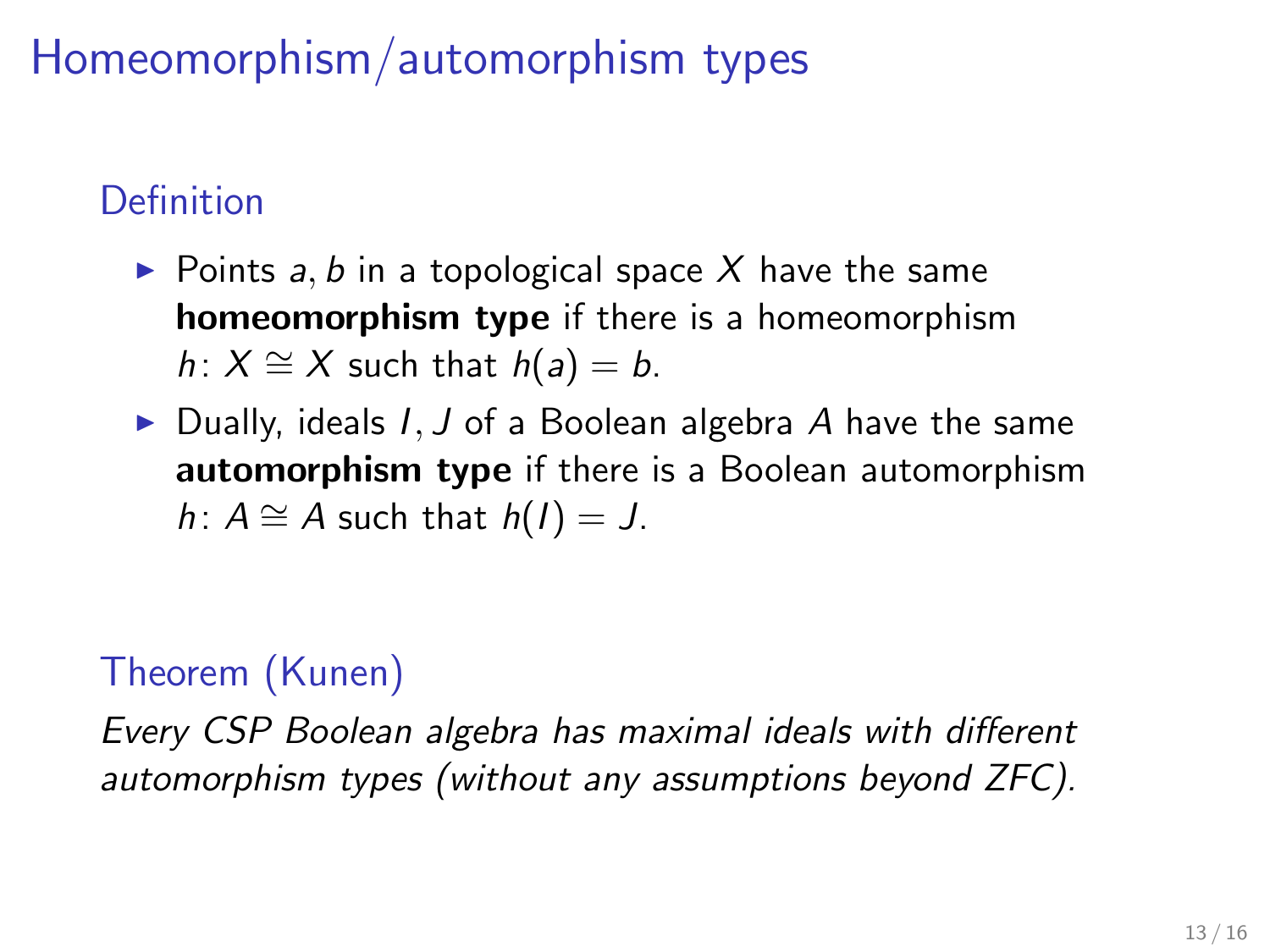# Homeomorphism/automorphism types

## Definition

- Points $a, b$ in a topological space $X$ have the same **homeomorphism type** if there is a homeomorphism $h \colon X \cong X$ such that $h(a) = b$.
- Dually, ideals $I, J$ of a Boolean algebra $A$ have the same **automorphism type** if there is a Boolean automorphism $h \colon A \cong A$ such that $h(I) = J$.

## Theorem (Kunen)

*Every CSP Boolean algebra has maximal ideals with different automorphism types (without any assumptions beyond ZFC).*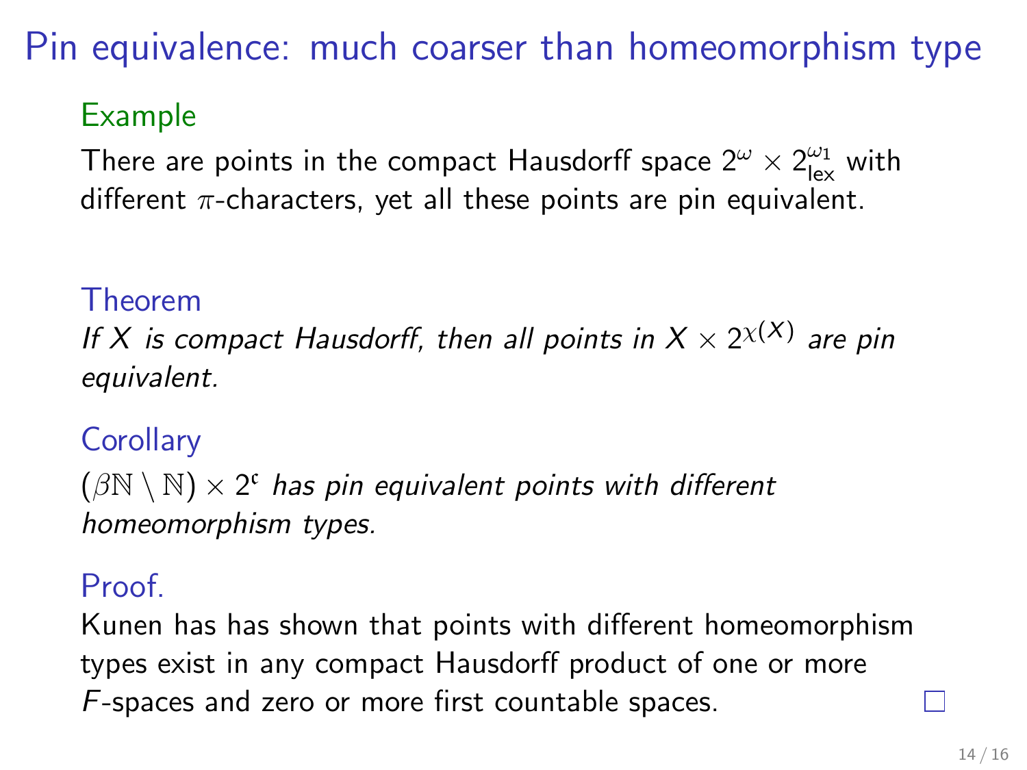# Pin equivalence: much coarser than homeomorphism type

**Example**

There are points in the compact Hausdorff space $2^\omega \times 2^{\omega_1}_{\text{lex}}$ with different $\pi$-characters, yet all these points are pin equivalent.

**Theorem**

*If $X$ is compact Hausdorff, then all points in $X \times 2^{\chi(X)}$ are pin equivalent.*

**Corollary**

*$(\beta\mathbb{N} \setminus \mathbb{N}) \times 2^{\mathfrak{c}}$ has pin equivalent points with different homeomorphism types.*

**Proof.**

Kunen has has shown that points with different homeomorphism types exist in any compact Hausdorff product of one or more $F$-spaces and zero or more first countable spaces. □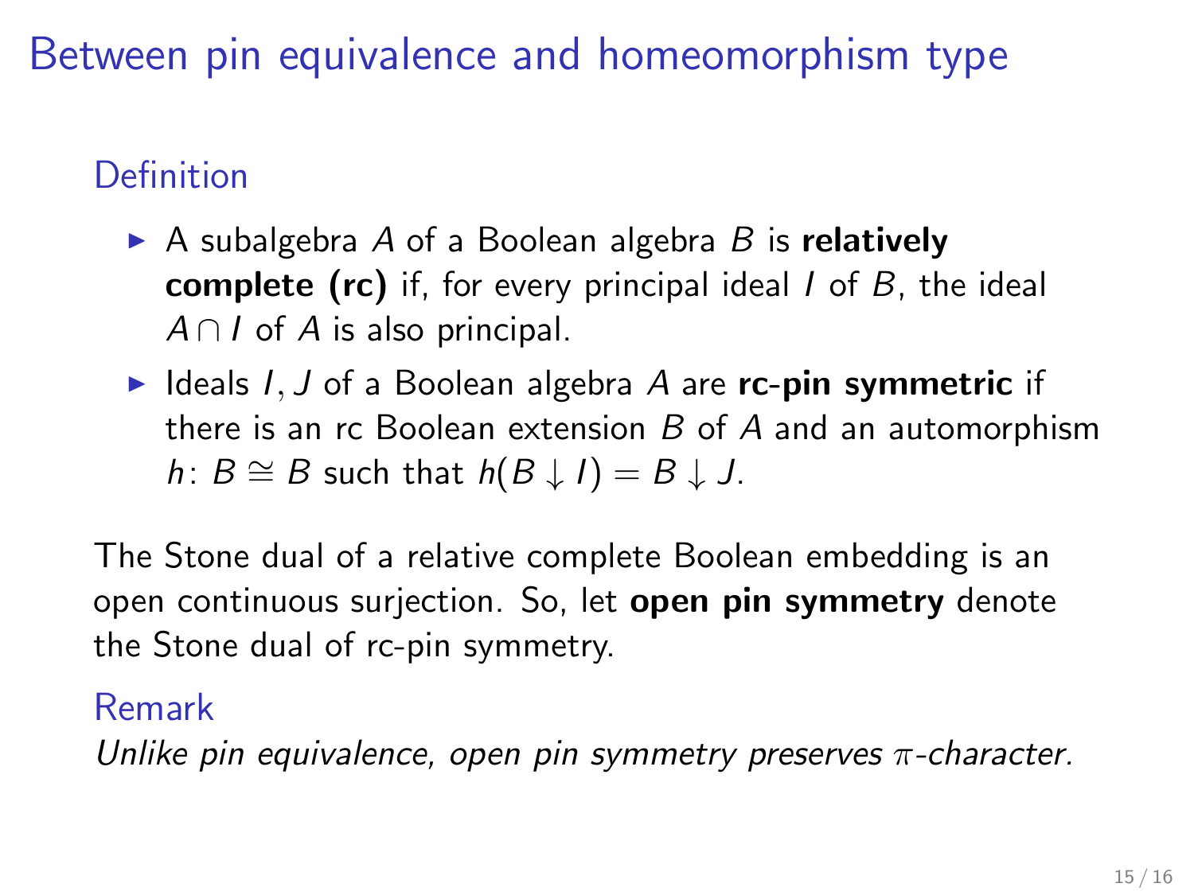# Between pin equivalence and homeomorphism type

### Definition

- A subalgebra $A$ of a Boolean algebra $B$ is **relatively complete (rc)** if, for every principal ideal $I$ of $B$, the ideal $A \cap I$ of $A$ is also principal.
- Ideals $I, J$ of a Boolean algebra $A$ are **rc-pin symmetric** if there is an rc Boolean extension $B$ of $A$ and an automorphism $h \colon B \cong B$ such that $h(B \downarrow I) = B \downarrow J$.

The Stone dual of a relative complete Boolean embedding is an open continuous surjection. So, let **open pin symmetry** denote the Stone dual of rc-pin symmetry.

### Remark

*Unlike pin equivalence, open pin symmetry preserves $\pi$-character.*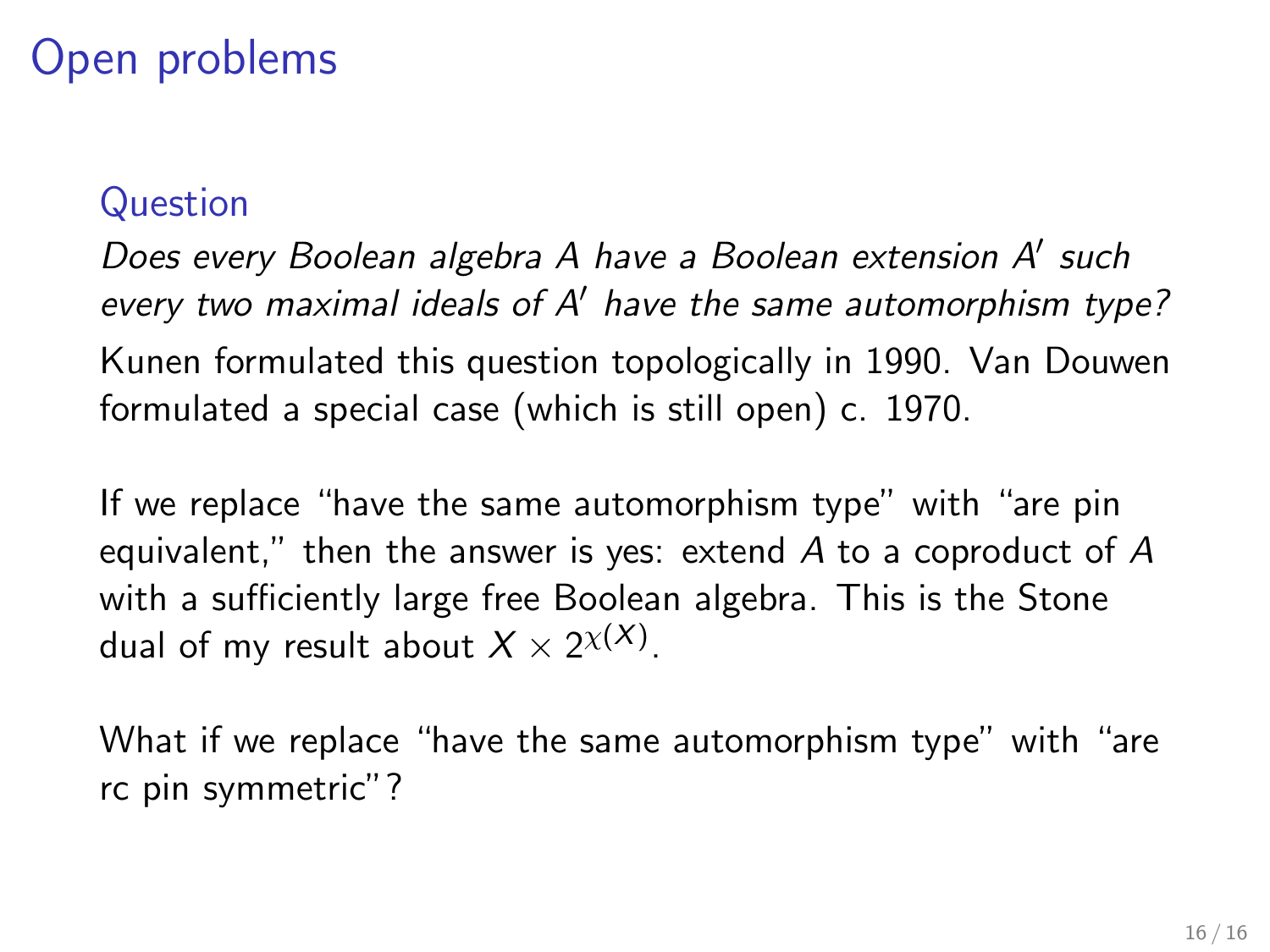# Open problems

### Question

*Does every Boolean algebra $A$ have a Boolean extension $A'$ such every two maximal ideals of $A'$ have the same automorphism type?*

Kunen formulated this question topologically in 1990. Van Douwen formulated a special case (which is still open) c. 1970.

If we replace "have the same automorphism type" with "are pin equivalent," then the answer is yes: extend $A$ to a coproduct of $A$ with a sufficiently large free Boolean algebra. This is the Stone dual of my result about $X \times 2^{\chi(X)}$.

What if we replace "have the same automorphism type" with "are rc pin symmetric"?